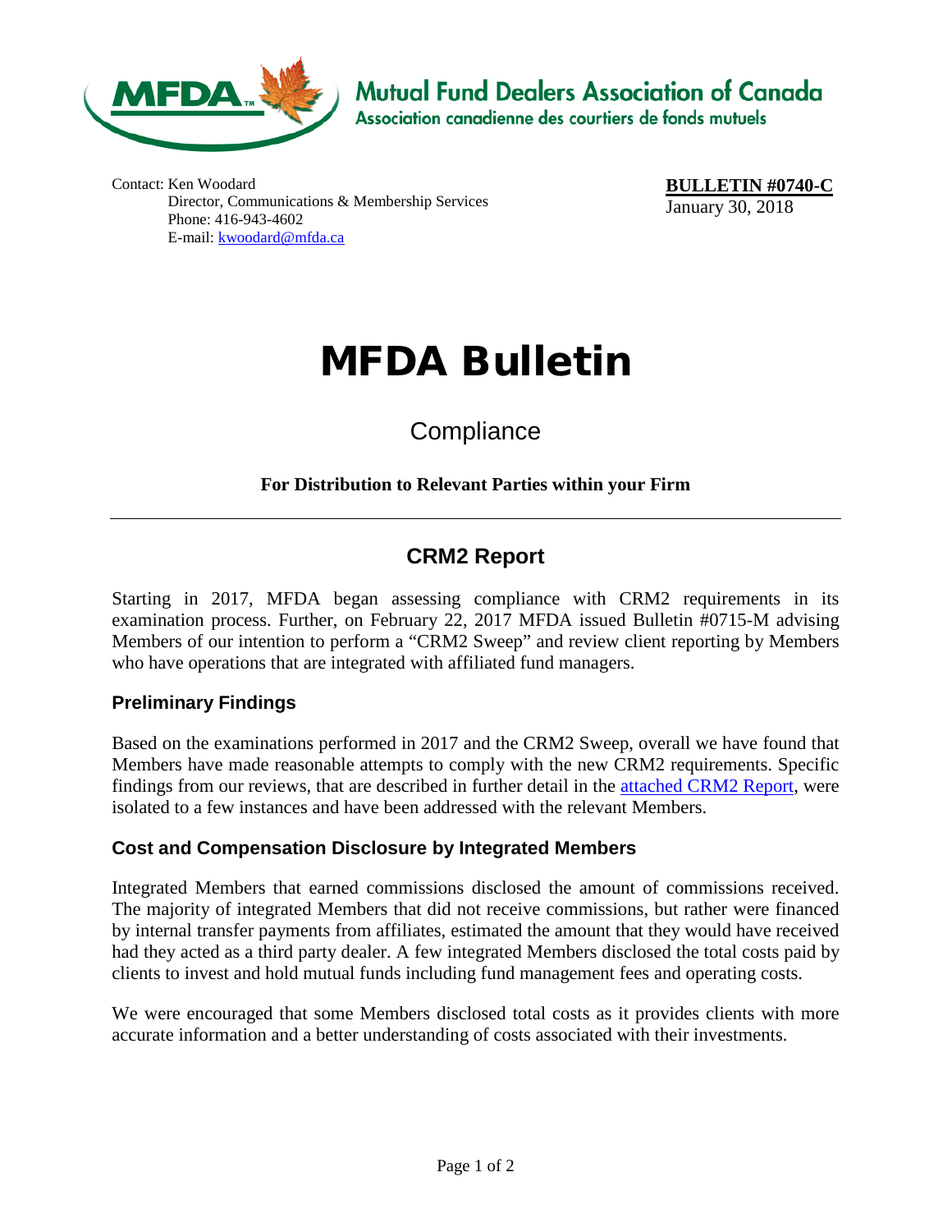Mutual Fund Dealers Association of Canada
Association canadienne des courtiers de fonds mutuels

Contact: Ken Woodard
Director, Communications & Membership Services
Phone: 416-943-4602
E-mail: kwoodard@mfda.ca

**BULLETIN #0740-C**
January 30, 2018

# MFDA Bulletin

## Compliance

**For Distribution to Relevant Parties within your Firm**

---

## CRM2 Report

Starting in 2017, MFDA began assessing compliance with CRM2 requirements in its examination process. Further, on February 22, 2017 MFDA issued Bulletin #0715-M advising Members of our intention to perform a "CRM2 Sweep" and review client reporting by Members who have operations that are integrated with affiliated fund managers.

### Preliminary Findings

Based on the examinations performed in 2017 and the CRM2 Sweep, overall we have found that Members have made reasonable attempts to comply with the new CRM2 requirements. Specific findings from our reviews, that are described in further detail in the attached CRM2 Report, were isolated to a few instances and have been addressed with the relevant Members.

### Cost and Compensation Disclosure by Integrated Members

Integrated Members that earned commissions disclosed the amount of commissions received. The majority of integrated Members that did not receive commissions, but rather were financed by internal transfer payments from affiliates, estimated the amount that they would have received had they acted as a third party dealer. A few integrated Members disclosed the total costs paid by clients to invest and hold mutual funds including fund management fees and operating costs.

We were encouraged that some Members disclosed total costs as it provides clients with more accurate information and a better understanding of costs associated with their investments.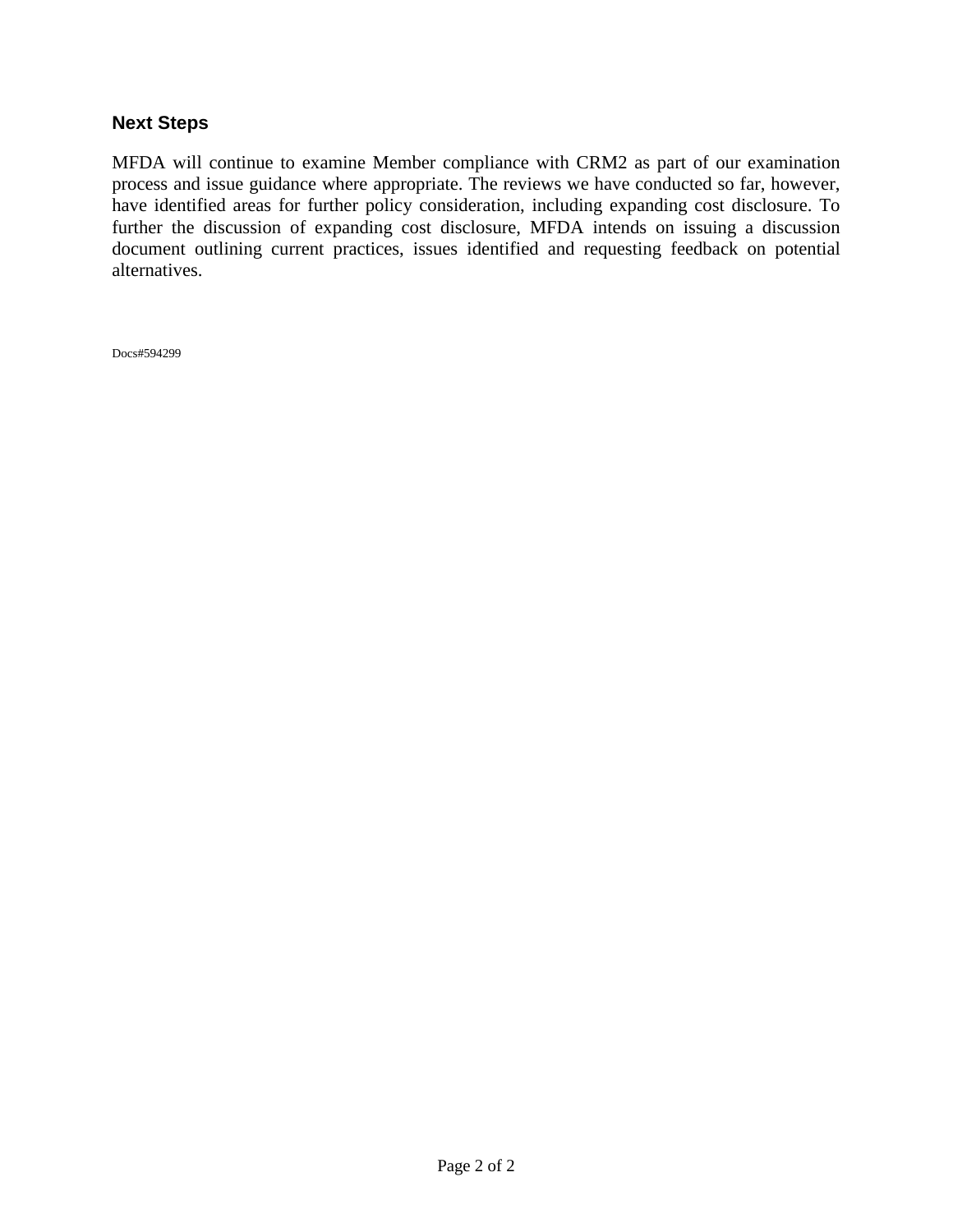## Next Steps

MFDA will continue to examine Member compliance with CRM2 as part of our examination process and issue guidance where appropriate. The reviews we have conducted so far, however, have identified areas for further policy consideration, including expanding cost disclosure. To further the discussion of expanding cost disclosure, MFDA intends on issuing a discussion document outlining current practices, issues identified and requesting feedback on potential alternatives.

Docs#594299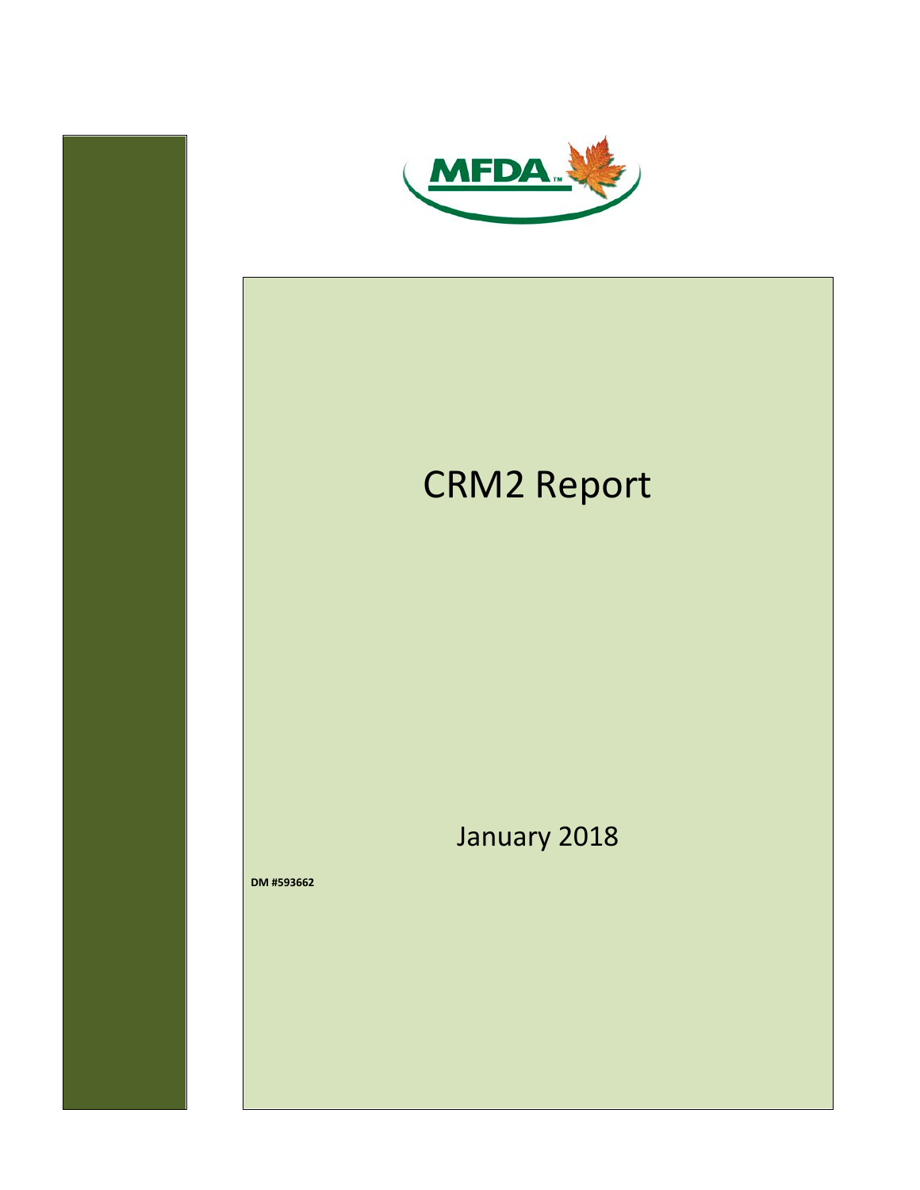MFDA

# CRM2 Report

January 2018

**DM #593662**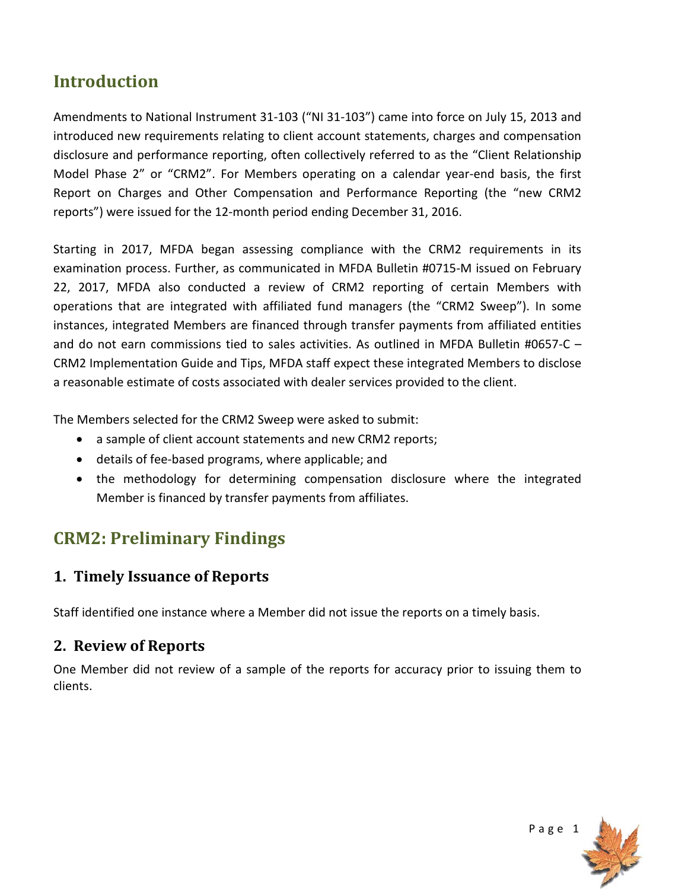# Introduction

Amendments to National Instrument 31-103 ("NI 31-103") came into force on July 15, 2013 and introduced new requirements relating to client account statements, charges and compensation disclosure and performance reporting, often collectively referred to as the "Client Relationship Model Phase 2" or "CRM2". For Members operating on a calendar year-end basis, the first Report on Charges and Other Compensation and Performance Reporting (the "new CRM2 reports") were issued for the 12-month period ending December 31, 2016.

Starting in 2017, MFDA began assessing compliance with the CRM2 requirements in its examination process. Further, as communicated in MFDA Bulletin #0715-M issued on February 22, 2017, MFDA also conducted a review of CRM2 reporting of certain Members with operations that are integrated with affiliated fund managers (the "CRM2 Sweep"). In some instances, integrated Members are financed through transfer payments from affiliated entities and do not earn commissions tied to sales activities. As outlined in MFDA Bulletin #0657-C – CRM2 Implementation Guide and Tips, MFDA staff expect these integrated Members to disclose a reasonable estimate of costs associated with dealer services provided to the client.

The Members selected for the CRM2 Sweep were asked to submit:

- a sample of client account statements and new CRM2 reports;
- details of fee-based programs, where applicable; and
- the methodology for determining compensation disclosure where the integrated Member is financed by transfer payments from affiliates.

# CRM2: Preliminary Findings

## 1. Timely Issuance of Reports

Staff identified one instance where a Member did not issue the reports on a timely basis.

## 2. Review of Reports

One Member did not review of a sample of the reports for accuracy prior to issuing them to clients.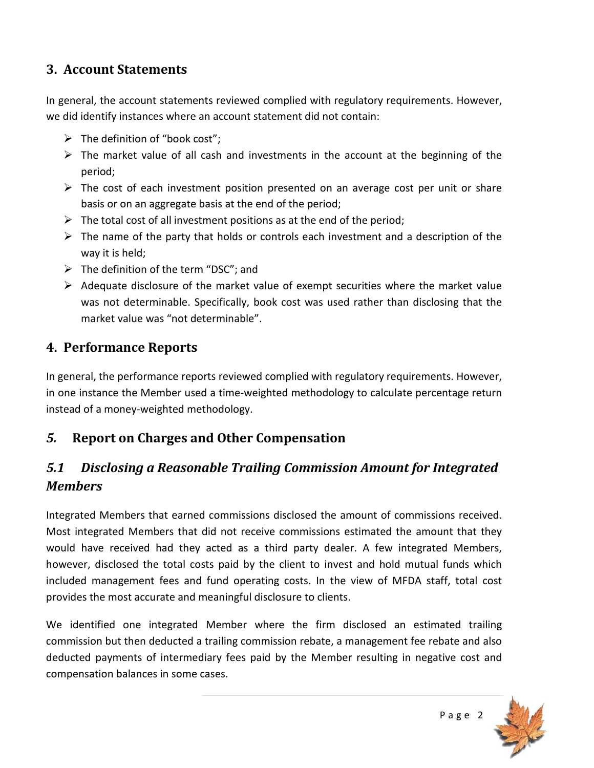## 3. Account Statements

In general, the account statements reviewed complied with regulatory requirements. However, we did identify instances where an account statement did not contain:

- The definition of "book cost";
- The market value of all cash and investments in the account at the beginning of the period;
- The cost of each investment position presented on an average cost per unit or share basis or on an aggregate basis at the end of the period;
- The total cost of all investment positions as at the end of the period;
- The name of the party that holds or controls each investment and a description of the way it is held;
- The definition of the term "DSC"; and
- Adequate disclosure of the market value of exempt securities where the market value was not determinable. Specifically, book cost was used rather than disclosing that the market value was "not determinable".

## 4. Performance Reports

In general, the performance reports reviewed complied with regulatory requirements. However, in one instance the Member used a time-weighted methodology to calculate percentage return instead of a money-weighted methodology.

## *5.* Report on Charges and Other Compensation

### *5.1 Disclosing a Reasonable Trailing Commission Amount for Integrated Members*

Integrated Members that earned commissions disclosed the amount of commissions received. Most integrated Members that did not receive commissions estimated the amount that they would have received had they acted as a third party dealer. A few integrated Members, however, disclosed the total costs paid by the client to invest and hold mutual funds which included management fees and fund operating costs. In the view of MFDA staff, total cost provides the most accurate and meaningful disclosure to clients.

We identified one integrated Member where the firm disclosed an estimated trailing commission but then deducted a trailing commission rebate, a management fee rebate and also deducted payments of intermediary fees paid by the Member resulting in negative cost and compensation balances in some cases.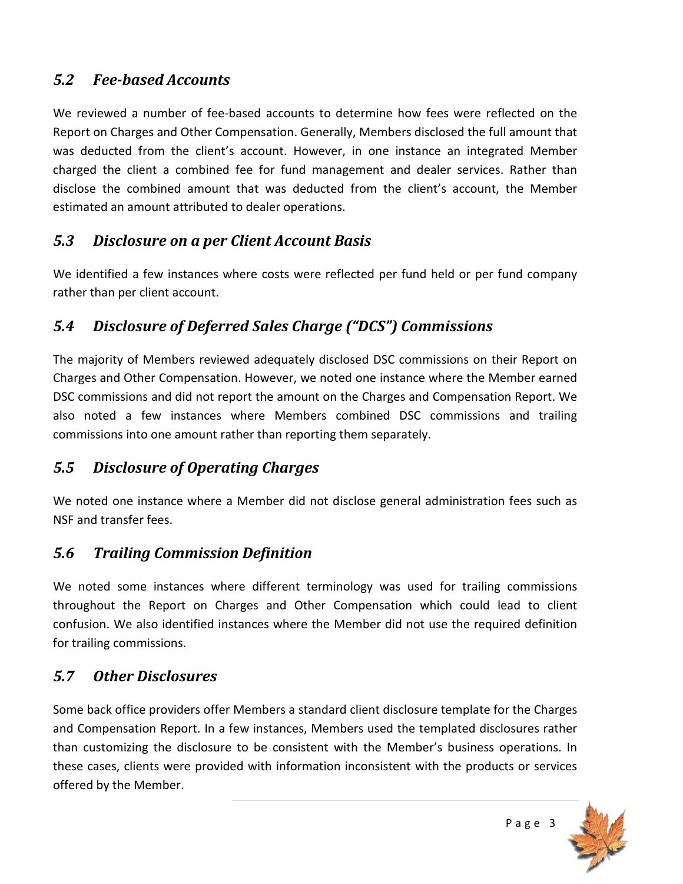## *5.2 Fee-based Accounts*

We reviewed a number of fee-based accounts to determine how fees were reflected on the Report on Charges and Other Compensation. Generally, Members disclosed the full amount that was deducted from the client's account. However, in one instance an integrated Member charged the client a combined fee for fund management and dealer services. Rather than disclose the combined amount that was deducted from the client's account, the Member estimated an amount attributed to dealer operations.

## *5.3 Disclosure on a per Client Account Basis*

We identified a few instances where costs were reflected per fund held or per fund company rather than per client account.

## *5.4 Disclosure of Deferred Sales Charge ("DCS") Commissions*

The majority of Members reviewed adequately disclosed DSC commissions on their Report on Charges and Other Compensation. However, we noted one instance where the Member earned DSC commissions and did not report the amount on the Charges and Compensation Report. We also noted a few instances where Members combined DSC commissions and trailing commissions into one amount rather than reporting them separately.

## *5.5 Disclosure of Operating Charges*

We noted one instance where a Member did not disclose general administration fees such as NSF and transfer fees.

## *5.6 Trailing Commission Definition*

We noted some instances where different terminology was used for trailing commissions throughout the Report on Charges and Other Compensation which could lead to client confusion. We also identified instances where the Member did not use the required definition for trailing commissions.

## *5.7 Other Disclosures*

Some back office providers offer Members a standard client disclosure template for the Charges and Compensation Report. In a few instances, Members used the templated disclosures rather than customizing the disclosure to be consistent with the Member's business operations. In these cases, clients were provided with information inconsistent with the products or services offered by the Member.